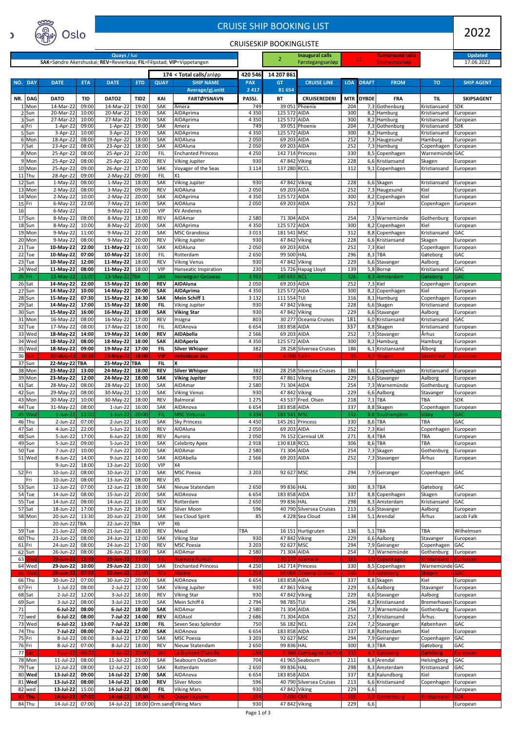# CRUISE SHIP BOOKING LIST

## CRUISESKIP BOOKINGLISTE

**2022**

Quays / kai
**SAK**=Søndre Akershuskai; **REV**=Revierkaia; **FIL**=Filipstad; **VIP**=Vippetangen

| 2 | Inaugural calls Førstegangsanløp | 11 | Turnaround calls Snuhavnsanløp | Updated 17.06.2022 |
|---|---|---|---|---|

| NO. | DAY | DATE | ETA | DATE | ETD | QUAY | SHIP NAME | PAX | GT | CRUISE LINE | LOA | DRAFT | FROM | TO | SHIP AGENT |
|---|---|---|---|---|---|---|---|---|---|---|---|---|---|---|---|
| | | | | | | | 174 < Total calls/anløp | 420 546 | 14 207 861 | | | | | | |
| | | | | | | | Average/gj.snitt | 2 417 | 81 654 | | | | | | |
| NR. | DAG | DATO | TID | DATO2 | TID2 | KAI | FARTØYSNAVN | PASSJ. | BT | CRUISEREDERI | MTR | DYBDE | FRA | TIL | SKIPSAGENT |
| 1 | Mon | 14-Mar-22 | 09:00 | 14-Mar-22 | 19:00 | SAK | Amera | 749 | 39 051 | Phoenix | 204 | 7,3 | Gothenburg | Kristiansand | SDK |
| 2 | Sun | 20-Mar-22 | 10:00 | 20-Mar-22 | 19:00 | SAK | AIDAprima | 4 350 | 125 572 | AIDA | 300 | 8,2 | Hamburg | Kristiansand | European |
| 3 | Sun | 27-Mar-22 | 10:00 | 27-Mar-22 | 19:00 | SAK | AIDAprima | 4 350 | 125 572 | AIDA | 300 | 8,2 | Hamburg | Kristiansand | European |
| 4 | Fri | 1-Apr-22 | 09:00 | 1-Apr-22 | 19:00 | SAK | Amera | 749 | 39 051 | Phoenix | 204 | 7,3 | Gothenburg | Kristiansand | SDK |
| 5 | Sun | 3-Apr-22 | 10:00 | 3-Apr-22 | 19:00 | SAK | AIDAprima | 4 350 | 125 572 | AIDA | 300 | 8,2 | Hamburg | Kristiansand | European |
| 6 | Mon | 18-Apr-22 | 08:00 | 19-Apr-22 | 18:00 | SAK | AIDAluna | 2 050 | 69 203 | AIDA | 252 | 7,3 | Haugesund | Hamburg | European |
| 7 | Sat | 23-Apr-22 | 08:00 | 23-Apr-22 | 18:00 | SAK | AIDAluna | 2 050 | 69 203 | AIDA | 252 | 7,3 | Hamburg | Copenhagen | European |
| 8 | Mon | 25-Apr-22 | 08:00 | 25-Apr-22 | 22:00 | FIL | Enchanted Princess | 4 250 | 142 714 | Princess | 330 | 8,5 | Copenhagen | Warnemünde | GAC |
| 9 | Mon | 25-Apr-22 | 08:00 | 25-Apr-22 | 20:00 | REV | Viking Jupiter | 930 | 47 842 | Viking | 228 | 6,6 | Kristiansand | Skagen | European |
| 10 | Mon | 25-Apr-22 | 09:00 | 26-Apr-22 | 17:00 | SAK | Voyager of the Seas | 3 114 | 137 280 | RCCL | 312 | 9,1 | Copenhagen | Kristiansand | European |
| 11 | Thu | 28-Apr-22 | 09:00 | 2-May-22 | 09:00 | FIL | X1 | | | | | | | | |
| 12 | Sun | 1-May-22 | 08:00 | 1-May-22 | 18:00 | SAK | Viking Jupiter | 930 | 47 842 | Viking | 228 | 6,6 | Skagen | Kristiansand | European |
| 13 | Mon | 2-May-22 | 08:00 | 3-May-22 | 09:00 | REV | AIDAluna | 2 050 | 69 203 | AIDA | 252 | 7,3 | Haugesund | Kiel | European |
| 14 | Mon | 2-May-22 | 10:00 | 2-May-22 | 20:00 | SAK | AIDAprima | 4 350 | 125 572 | AIDA | 300 | 8,2 | Copenhagen | Kiel | European |
| 15 | Fri | 6-May-22 | 22:00 | 7-May-22 | 16:00 | SAK | AIDAluna | 2 050 | 69 203 | AIDA | 252 | 7,3 | Kiel | Copenhagen | European |
| 16 | | 6-May-22 | | 9-May-22 | 11:00 | VIP | KV Andenes | | | | | | | | |
| 17 | Sun | 8-May-22 | 08:00 | 8-May-22 | 18:00 | REV | AIDAmar | 2 580 | 71 304 | AIDA | 254 | 7,3 | Warnemünde | Gothenburg | European |
| 18 | Sun | 8-May-22 | 10:00 | 8-May-22 | 20:00 | SAK | AIDAprima | 4 350 | 125 572 | AIDA | 300 | 8,2 | Copenhagen | Kiel | European |
| 19 | Mon | 9-May-22 | 11:00 | 9-May-22 | 22:00 | SAK | MSC Grandiosa | 3 013 | 181 541 | MSC | 312 | 8,8 | Copenhagen | Kristiansand | GAC |
| 20 | Mon | 9-May-22 | 08:00 | 9-May-22 | 20:00 | REV | Viking Jupiter | 930 | 47 842 | Viking | 228 | 6,6 | Kristiansand | Skagen | European |
| 21 | Tue | 10-May-22 | 22:00 | 11-May-22 | 16:00 | SAK | AIDAluna | 2 050 | 69 203 | AIDA | 252 | 7,3 | Kiel | Copenhagen | European |
| 22 | Tue | 10-May-22 | 07:00 | 10-May-22 | 18:00 | FIL | Rotterdam | 2 650 | 99 500 | HAL | 296 | 8,3 | TBA | Gøteborg | GAC |
| 23 | Tue | 10-May-22 | 12:00 | 11-May-22 | 18:00 | REV | Viking Venus | 930 | 47 842 | Viking | 229 | 6,6 | Stavanger | Aalborg | European |
| 24 | Wed | 11-May-22 | 08:00 | 11-May-22 | 18:00 | VIP | Hanseatic Inspiration | 230 | 15 726 | Hapag Lloyd | 139 | 5,8 | Bornø | Kristiansand | GAC |
| 25 | Fri | 13-May-22 | 11:00 | 13-May-22 | TBA | SAK | Norwegian Getaway | 3 963 | 145 655 | NCL | 326 | 8,3 | Amsterdam | Gøteborg | GAC |
| 26 | Sat | 14-May-22 | 22:00 | 15-May-22 | 16:00 | REV | AIDAluna | 2 050 | 69 203 | AIDA | 252 | 7,3 | Kiel | Copenhagen | European |
| 27 | Sun | 14-May-22 | 10:00 | 14-May-22 | 20:00 | SAK | AIDAprima | 4 350 | 125 572 | AIDA | 300 | 8,2 | Copenhagen | Kiel | European |
| 28 | Sun | 15-May-22 | 07:30 | 15-May-22 | 14:30 | SAK | Mein Schiff 1 | 3 132 | 111 554 | TUI | 316 | 8,1 | Hamburg | Copenhagen | European |
| 29 | Sat | 14-May-22 | 17:00 | 15-May-22 | 18:00 | FIL | Viking Jupiter | 930 | 47 842 | Viking | 228 | 6,6 | Skagen | Kristiansand | European |
| 30 | Sun | 15-May-22 | 16:00 | 16-May-22 | 18:00 | SAK | Viking Star | 930 | 47 842 | Viking | 229 | 6,6 | Stavanger | Aalborg | European |
| 31 | Mon | 16-May-22 | 08:00 | 16-May-22 | 17:00 | REV | Insigna | 803 | 30 277 | Oceania Cruises | 181 | 6,0 | Kristiansand | Kristiansand | GAC |
| 32 | Tue | 17-May-22 | 08:00 | 17-May-22 | 18:00 | FIL | AIDAnova | 6 654 | 183 858 | AIDA | 337 | 8,8 | Skagen | Kristiansand | European |
| 33 | Wed | 18-May-22 | 14:00 | 19-May-22 | 14:00 | REV | AIDAbella | 2 566 | 69 203 | AIDA | 252 | 7,3 | Stavanger | Århus | European |
| 34 | Wed | 18-May-22 | 08:00 | 18-May-22 | 18:00 | SAK | AIDAperla | 4 350 | 125 572 | AIDA | 300 | 8,2 | Hamburg | Hamburg | European |
| 35 | Wed | 18-May-22 | 09:00 | 19-May-22 | 17:00 | FIL | Silver Whisper | 382 | 28 258 | Silversea Cruises | 186 | 6,1 | Kristiansand | Ålborg | European |
| 36 | Sun | 22-May-22 | 10:00 | 23-May-22 | 18:00 | VIP | Hebridean Sky | 114 | 4 200 | Salen | 91 | 4,2 | Skagen | Marstrand | European |
| 37 | Sun | 22-May-22 | TBA | 25-May-22 | TBA | FIL | X | | | | | | | | |
| 38 | Mon | 23-May-22 | 13:00 | 24-May-22 | 18:00 | REV | Silver Whisper | 382 | 28 258 | Silversea Cruises | 186 | 6,1 | Copenhagen | Kristiansand | European |
| 39 | Mon | 23-May-22 | 12:00 | 24-May-22 | 18:00 | SAK | Viking Jupiter | 930 | 47 861 | Viking | 229 | 6,6 | Stavanger | Aalborg | European |
| 41 | Sat | 28-May-22 | 08:00 | 28-May-22 | 18:00 | SAK | AIDAmar | 2 580 | 71 304 | AIDA | 254 | 7,3 | Warnemünde | Gothenburg | European |
| 42 | Sun | 29-May-22 | 08:00 | 30-May-22 | 12:00 | SAK | Viking Venus | 930 | 47 842 | Viking | 229 | 6,6 | Aalborg | Stavanger | European |
| 43 | Mon | 30-May-22 | 10:00 | 30-May-22 | 18:00 | REV | Balmoral | 1 275 | 43 537 | Fred. Olsen | 218 | 7,1 | TBA | TBA | SDK |
| 44 | Tue | 31-May-22 | 08:00 | 1-Jun-22 | 16:00 | SAK | AIDAnova | 6 654 | 183 858 | AIDA | 337 | 8,8 | Skagen | Copenhagen | European |
| 45 | Wed | 1-Jun-22 | 12:00 | 1-Jun-22 | 20:00 | FIL | MSC Virtuosa | 6 334 | 181 541 | MSC | 332 | 8,8 | Southampton | Visby | GAC |
| 46 | Thu | 2-Jun-22 | 07:00 | 2-Jun-22 | 16:00 | SAK | Sky Princess | 4 450 | 145 261 | Princess | 330 | 8,6 | TBA | TBA | GAC |
| 47 | Sat | 4-Jun-22 | 22:00 | 5-Jun-22 | 16:00 | REV | AIDAluna | 2 050 | 69 203 | AIDA | 252 | 7,3 | Kiel | Copenhagen | European |
| 48 | Sun | 5-Jun-22 | 17:00 | 6-Jun-22 | 18:00 | REV | Aurora | 2 050 | 76 152 | Carnival UK | 271 | 8,4 | TBA | TBA | European |
| 49 | Sun | 5-Jun-22 | 09:00 | 5-Jun-22 | 19:00 | SAK | Celebrity Apex | 2 918 | 130 818 | RCCL | 306 | 8,6 | TBA | TBA | European |
| 50 | Tue | 7-Jun-22 | 10:00 | 7-Jun-22 | 20:00 | SAK | AIDAmar | 2 580 | 71 304 | AIDA | 254 | 7,3 | Skagen | Gothenburg | European |
| 51 | Wed | 8-Jun-22 | 14:00 | 9-Jun-22 | 14:00 | SAK | AIDAbella | 2 566 | 69 203 | AIDA | 252 | 7,3 | Stavanger | Århus | European |
| | | 9-Jun-22 | 18:00 | 13-Jun-22 | 10:00 | VIP | X4 | | | | | | | | |
| 52 | Fri | 10-Jun-22 | 08:00 | 10-Jun-22 | 17:00 | SAK | MSC Poesia | 3 203 | 92 627 | MSC | 294 | 7,9 | Geiranger | Copenhagen | GAC |
| | Fri | 10-Jun-22 | 08:00 | 13-Jun-22 | 08:00 | REV | X5 | | | | | | | | |
| 53 | Sun | 12-Jun-22 | 07:00 | 12-Jun-22 | 18:00 | SAK | Nieuw Statendam | 2 650 | 99 836 | HAL | 300 | 8,3 | TBA | Gøteborg | GAC |
| 54 | Tue | 14-Jun-22 | 08:00 | 15-Jun-22 | 20:00 | SAK | AIDAnova | 6 654 | 183 858 | AIDA | 337 | 8,8 | Copenhagen | Skagen | European |
| 55 | Tue | 14-Jun-22 | 08:00 | 14-Jun-22 | 16:00 | REV | Rotterdam | 2 650 | 99 836 | HAL | 298 | 8,3 | Amsterdam | Kristiansand | GAC |
| 57 | Sat | 18-Jun-22 | 17:00 | 19-Jun-22 | 18:00 | SAK | Silver Moon | 596 | 40 790 | Silversea Cruises | 213 | 6,6 | Stavanger | Aalborg | European |
| 58 | Mon | 20-Jun-22 | 13:30 | 20-Jun-22 | 23:00 | SAK | Sea Cloud Spirit | 85 | 4 228 | Sea Cloud | 138 | 5,1 | Arendal | Århus | Jacob Falk |
| | | 20-Jun-22 | TBA | 22-Jun-22 | TBA | VIP | X6 | | | | | | | | |
| 59 | Tue | 21-Jun-22 | 08:00 | 21-Jun-22 | 18:00 | REV | Maud | TBA | 16 151 | Hurtigruten | 136 | 5,1 | TBA | TBA | Wilhelmsen |
| 60 | Thu | 23-Jun-22 | 08:00 | 24-Jun-22 | 12:00 | SAK | Viking Star | 930 | 47 842 | Viking | 229 | 6,6 | Aalborg | Stavanger | European |
| 61 | Fri | 24-Jun-22 | 08:00 | 24-Jun-22 | 17:00 | REV | MSC Poesia | 3 203 | 92 627 | MSC | 294 | 7,9 | Geiranger | Copenhagen | GAC |
| 62 | Sun | 26-Jun-22 | 08:00 | 26-Jun-22 | 18:00 | SAK | AIDAmar | 2 580 | 71 304 | AIDA | 254 | 7,3 | Warnemünde | Gothenburg | European |
| 63 | Wed | 29-Jun-22 | 13:00 | 29-Jun-22 | 17:00 | FIL | Azamara Pursuit | 777 | 30 277 | Azamara | 181 | 6,0 | Copenhagen | Kristiansand | European |
| 64 | Wed | 29-Jun-22 | 10:00 | 29-Jun-22 | 23:00 | SAK | Enchanted Princess | 4 250 | 142 714 | Princess | 330 | 8,5 | Copenhagen | Warnemünde | GAC |
| 65 | Wed | 29-Jun-22 | 07:00 | 29-Jun-22 | 21:00 | REV | Marina | 1 258 | 66 084 | Oceania Cruises | 240 | 7,4 | Gøteborg | Skagen | GAC |
| 66 | Thu | 30-Jun-22 | 07:00 | 30-Jun-22 | 20:00 | SAK | AIDAnova | 6 654 | 183 858 | AIDA | 337 | 8,8 | Skagen | Kiel | European |
| 67 | Fri | 1-Jul-22 | 08:00 | 2-Jul-22 | 12:00 | SAK | Viking Jupiter | 930 | 47 861 | Viking | 229 | 6,6 | Aalborg | Stavanger | European |
| 68 | Sat | 2-Jul-22 | 12:00 | 3-Jul-22 | 18:00 | REV | Viking Star | 930 | 47 842 | Viking | 229 | 6,6 | Stavanger | Aalborg | European |
| 69 | Sun | 3-Jul-22 | 08:00 | 3-Jul-22 | 19:00 | SAK | Mein Schiff 6 | 2 794 | 98 785 | TUI | 296 | 8,2 | Kristiansand | Bremerhaven | European |
| 71 | | 6-Jul-22 | 08:00 | 6-Jul-22 | 18:00 | SAK | AIDAmar | 2 580 | 71 304 | AIDA | 254 | 7,3 | Warnemünde | Gothenburg | European |
| 72 | wed | 6-Jul-22 | 08:00 | 7-Jul-22 | 14:00 | REV | AIDAsol | 2 686 | 71 304 | AIDA | 252 | 7,3 | Kristiansand | Århus | European |
| 73 | Wed | 6-Jul-22 | 13:00 | 7-Jul-22 | 13:00 | FIL | Seven Seas Splendor | 750 | 56 182 | NCL | 224 | 7,2 | Stavanger | København | GAC |
| 74 | Thu | 7-Jul-22 | 08:00 | 7-Jul-22 | 17:00 | SAK | AIDAnova | 6 654 | 183 858 | AIDA | 337 | 8,8 | Rotterdam | Kiel | European |
| 75 | Fri | 8-Jul-22 | 08:00 | 8-Jul-22 | 17:00 | SAK | MSC Poesia | 3 203 | 92 627 | MSC | 294 | 7,9 | Geiranger | Copenhagen | GAC |
| 76 | Fri | 8-Jul-22 | 07:00 | 8-Jul-22 | 18:00 | REV | Nieuw Statendam | 2 650 | 99 836 | HAL | 300 | 8,3 | TBA | Gøteborg | GAC |
| 77 | Sat | 9-Jul-22 | 08:00 | 9-Jul-22 | 20:00 | FIL | Le Dumont D'urville | 184 | 9 966 | Compagnie Du Ponant | 132 | 4,7 | Gøteborg | Gøteborg | European |
| 78 | Mon | 11-Jul-22 | 08:00 | 11-Jul-22 | 23:00 | SAK | Seabourn Oviation | 704 | 41 965 | Seabourn | 211 | 6,8 | Arendal | Helsingborg | GAC |
| 79 | Tue | 12-Jul-22 | 08:00 | 12-Jul-22 | 16:00 | SAK | Rotterdam | 2 650 | 99 836 | HAL | 298 | 8,3 | Amsterdam | Kristiansand | GAC |
| 80 | Wed | 13-Jul-22 | 09:00 | 14-Jul-22 | 17:00 | SAK | AIDAnova | 6 654 | 183 858 | AIDA | 337 | 8,8 | Kalundborg | Kiel | European |
| 81 | Wed | 13-Jul-22 | 08:00 | 14-Jul-22 | 13:00 | REV | Silver Moon | 596 | 40 790 | Silversea Cruises | 213 | 6,6 | Kristiansand | Copenhagen | European |
| 82 | wed | 13-Jul-22 | 15:00 | 14-Jul-22 | 06:00 | FIL | Viking Mars | 930 | 47 842 | Viking | 229 | 6,6 | | | European |
| 83 | Thu | 14-Jul-22 | 07:00 | 14-Jul-22 | 17:30 | FIL | Ocean Explorer | 264 | 7 400 | CMI | 105 | 5,3 | Gothenburg | Kristiansand | SDK |
| 84 | Thu | 14-Jul-22 | 07:00 | 14-Jul-22 | 18:00 | Orm.sand | Viking Mars | 930 | 47 842 | Viking | 229 | 6,6 | | | European |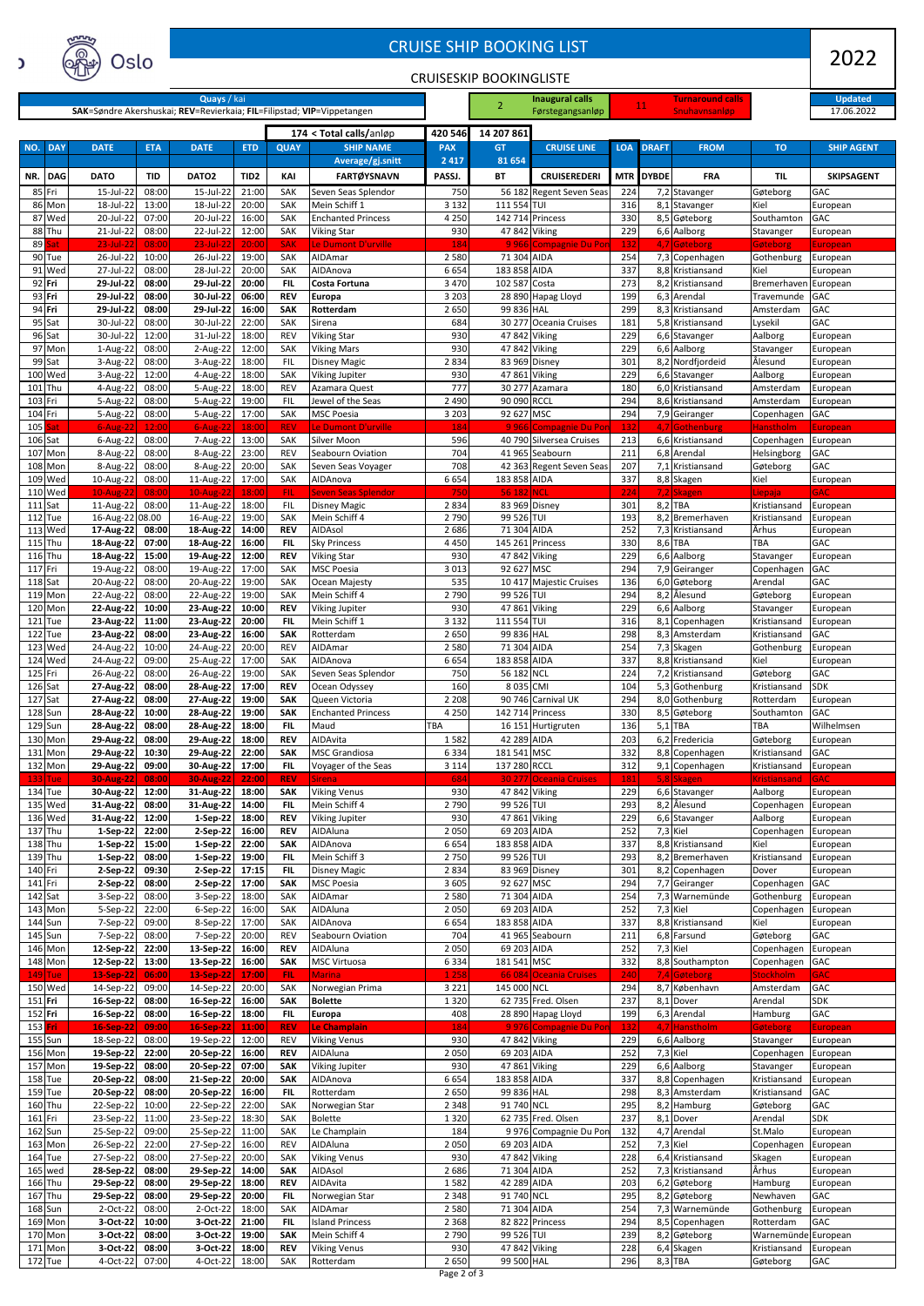# CRUISE SHIP BOOKING LIST

## CRUISESKIP BOOKINGLISTE

2022

Quays / kai
SAK=Søndre Akershuskai; REV=Revierkaia; FIL=Filipstad; VIP=Vippetangen

| | |
|---|---|
| 2 | Inaugural calls / Førstegangsanløp |
| 11 | Turnaround calls / Snuhavnsanløp |
| Updated | 17.06.2022 |

| NO. | DAY | DATE | ETA | DATE | ETD | QUAY | SHIP NAME | PAX | GT | CRUISE LINE | LOA | DRAFT | FROM | TO | SHIP AGENT |
|---|---|---|---|---|---|---|---|---|---|---|---|---|---|---|---|
| | | | | | | | 174 < Total calls/anløp | 420 546 | 14 207 861 | | | | | | |
| | | | | | | | Average/gj.snitt | 2 417 | 81 654 | | | | | | |
| NR. | DAG | DATO | TID | DATO2 | TID2 | KAI | FARTØYSNAVN | PASSJ. | BT | CRUISEREDERI | MTR | DYBDE | FRA | TIL | SKIPSAGENT |
| 85 | Fri | 15-Jul-22 | 08:00 | 15-Jul-22 | 21:00 | SAK | Seven Seas Splendor | 750 | 56 182 | Regent Seven Seas | 224 | 7,2 | Stavanger | Gøteborg | GAC |
| 86 | Mon | 18-Jul-22 | 13:00 | 18-Jul-22 | 20:00 | SAK | Mein Schiff 1 | 3 132 | 111 554 | TUI | 316 | 8,1 | Stavanger | Kiel | European |
| 87 | Wed | 20-Jul-22 | 07:00 | 20-Jul-22 | 16:00 | SAK | Enchanted Princess | 4 250 | 142 714 | Princess | 330 | 8,5 | Gøteborg | Southamton | GAC |
| 88 | Thu | 21-Jul-22 | 08:00 | 22-Jul-22 | 12:00 | SAK | Viking Star | 930 | 47 842 | Viking | 229 | 6,6 | Aalborg | Stavanger | European |
| 89 | Sat | 23-Jul-22 | 08:00 | 23-Jul-22 | 20:00 | SAK | Le Dumont D'urville | 184 | 9 966 | Compagnie Du Pon | 132 | 4,7 | Gøteborg | Gøteborg | European |
| 90 | Tue | 26-Jul-22 | 10:00 | 26-Jul-22 | 19:00 | SAK | AIDAmar | 2 580 | 71 304 | AIDA | 254 | 7,3 | Copenhagen | Gothenburg | European |
| 91 | Wed | 27-Jul-22 | 08:00 | 28-Jul-22 | 20:00 | SAK | AIDAnova | 6 654 | 183 858 | AIDA | 337 | 8,8 | Kristiansand | Kiel | European |
| 92 | Fri | 29-Jul-22 | 08:00 | 29-Jul-22 | 20:00 | FIL | Costa Fortuna | 3 470 | 102 587 | Costa | 273 | 8,2 | Kristiansand | Bremerhaven | European |
| 93 | Fri | 29-Jul-22 | 08:00 | 30-Jul-22 | 06:00 | REV | Europa | 3 203 | 28 890 | Hapag Lloyd | 199 | 6,3 | Arendal | Travemunde | GAC |
| 94 | Fri | 29-Jul-22 | 08:00 | 29-Jul-22 | 16:00 | SAK | Rotterdam | 2 650 | 99 836 | HAL | 299 | 8,3 | Kristiansand | Amsterdam | GAC |
| 95 | Sat | 30-Jul-22 | 08:00 | 30-Jul-22 | 22:00 | SAK | Sirena | 684 | 30 277 | Oceania Cruises | 181 | 5,8 | Kristiansand | Lysekil | GAC |
| 96 | Sat | 30-Jul-22 | 12:00 | 31-Jul-22 | 18:00 | REV | Viking Star | 930 | 47 842 | Viking | 229 | 6,6 | Stavanger | Aalborg | European |
| 97 | Mon | 1-Aug-22 | 08:00 | 2-Aug-22 | 12:00 | SAK | Viking Mars | 930 | 47 842 | Viking | 229 | 6,6 | Aalborg | Stavanger | European |
| 99 | Sat | 3-Aug-22 | 08:00 | 3-Aug-22 | 18:00 | FIL | Disney Magic | 2 834 | 83 969 | Disney | 301 | 8,2 | Nordfjordeid | Ålesund | European |
| 100 | Wed | 3-Aug-22 | 12:00 | 4-Aug-22 | 18:00 | SAK | Viking Jupiter | 930 | 47 861 | Viking | 229 | 6,6 | Stavanger | Aalborg | European |
| 101 | Thu | 4-Aug-22 | 08:00 | 5-Aug-22 | 18:00 | REV | Azamara Quest | 777 | 30 277 | Azamara | 180 | 6,0 | Kristiansand | Amsterdam | European |
| 103 | Fri | 5-Aug-22 | 08:00 | 5-Aug-22 | 19:00 | FIL | Jewel of the Seas | 2 490 | 90 090 | RCCL | 294 | 8,6 | Kristiansand | Amsterdam | European |
| 104 | Fri | 5-Aug-22 | 08:00 | 5-Aug-22 | 17:00 | SAK | MSC Poesia | 3 203 | 92 627 | MSC | 294 | 7,9 | Geiranger | Copenhagen | GAC |
| 105 | Sat | 6-Aug-22 | 12:00 | 6-Aug-22 | 18:00 | REV | Le Dumont D'urville | 184 | 9 966 | Compagnie Du Pon | 132 | 4,7 | Gothenburg | Hanstholm | European |
| 106 | Sat | 6-Aug-22 | 08:00 | 7-Aug-22 | 13:00 | SAK | Silver Moon | 596 | 40 790 | Silversea Cruises | 213 | 6,6 | Kristiansand | Copenhagen | European |
| 107 | Mon | 8-Aug-22 | 08:00 | 8-Aug-22 | 23:00 | REV | Seabourn Oviation | 704 | 41 965 | Seabourn | 211 | 6,8 | Arendal | Helsingborg | GAC |
| 108 | Mon | 8-Aug-22 | 08:00 | 8-Aug-22 | 20:00 | SAK | Seven Seas Voyager | 708 | 42 363 | Regent Seven Seas | 207 | 7,1 | Kristiansand | Gøteborg | GAC |
| 109 | Wed | 10-Aug-22 | 08:00 | 11-Aug-22 | 17:00 | SAK | AIDAnova | 6 654 | 183 858 | AIDA | 337 | 8,8 | Skagen | Kiel | European |
| 110 | Wed | 10-Aug-22 | 08:00 | 10-Aug-22 | 18:00 | FIL | Seven Seas Splendor | 750 | 56 182 | NCL | 224 | 7,2 | Skagen | Liepaja | GAC |
| 111 | Sat | 11-Aug-22 | 08:00 | 11-Aug-22 | 18:00 | FIL | Disney Magic | 2 834 | 83 969 | Disney | 301 | 8,2 | TBA | Kristiansand | European |
| 112 | Tue | 16-Aug-22 | 08.00 | 16-Aug-22 | 19:00 | SAK | Mein Schiff 4 | 2 790 | 99 526 | TUI | 193 | 8,2 | Bremerhaven | Kristiansand | European |
| 113 | Wed | 17-Aug-22 | 08:00 | 18-Aug-22 | 14:00 | REV | AIDAsol | 2 686 | 71 304 | AIDA | 252 | 7,3 | Kristiansand | Århus | European |
| 115 | Thu | 18-Aug-22 | 07:00 | 18-Aug-22 | 16:00 | FIL | Sky Princess | 4 450 | 145 261 | Princess | 330 | 8,6 | TBA | TBA | GAC |
| 116 | Thu | 18-Aug-22 | 15:00 | 19-Aug-22 | 12:00 | REV | Viking Star | 930 | 47 842 | Viking | 229 | 6,6 | Aalborg | Stavanger | European |
| 117 | Fri | 19-Aug-22 | 08:00 | 19-Aug-22 | 17:00 | SAK | MSC Poesia | 3 013 | 92 627 | MSC | 294 | 7,9 | Geiranger | Copenhagen | GAC |
| 118 | Sat | 20-Aug-22 | 08:00 | 20-Aug-22 | 19:00 | SAK | Ocean Majesty | 535 | 10 417 | Majestic Cruises | 136 | 6,0 | Gøteborg | Arendal | GAC |
| 119 | Mon | 22-Aug-22 | 08:00 | 22-Aug-22 | 19:00 | SAK | Mein Schiff 4 | 2 790 | 99 526 | TUI | 294 | 8,2 | Ålesund | Gøteborg | European |
| 120 | Mon | 22-Aug-22 | 10:00 | 23-Aug-22 | 10:00 | REV | Viking Jupiter | 930 | 47 861 | Viking | 229 | 6,6 | Aalborg | Stavanger | European |
| 121 | Tue | 23-Aug-22 | 11:00 | 23-Aug-22 | 20:00 | FIL | Mein Schiff 1 | 3 132 | 111 554 | TUI | 316 | 8,1 | Copenhagen | Kristiansand | European |
| 122 | Tue | 23-Aug-22 | 08:00 | 23-Aug-22 | 16:00 | SAK | Rotterdam | 2 650 | 99 836 | HAL | 298 | 8,3 | Amsterdam | Kristiansand | GAC |
| 123 | Wed | 24-Aug-22 | 10:00 | 24-Aug-22 | 20:00 | REV | AIDAmar | 2 580 | 71 304 | AIDA | 254 | 7,3 | Skagen | Gothenburg | European |
| 124 | Wed | 24-Aug-22 | 09:00 | 25-Aug-22 | 17:00 | SAK | AIDAnova | 6 654 | 183 858 | AIDA | 337 | 8,8 | Kristiansand | Kiel | European |
| 125 | Fri | 26-Aug-22 | 08:00 | 26-Aug-22 | 19:00 | SAK | Seven Seas Splendor | 750 | 56 182 | NCL | 224 | 7,2 | Kristiansand | Gøteborg | GAC |
| 126 | Sat | 27-Aug-22 | 08:00 | 28-Aug-22 | 17:00 | REV | Ocean Odyssey | 160 | 8 035 | CMI | 104 | 5,3 | Gothenburg | Kristiansand | SDK |
| 127 | Sat | 27-Aug-22 | 08:00 | 27-Aug-22 | 19:00 | SAK | Queen Victoria | 2 208 | 90 746 | Carnival UK | 294 | 8,0 | Gothenburg | Rotterdam | European |
| 128 | Sun | 28-Aug-22 | 10:00 | 28-Aug-22 | 19:00 | SAK | Enchanted Princess | 4 250 | 142 714 | Princess | 330 | 8,5 | Gøteborg | Southamton | GAC |
| 129 | Sun | 28-Aug-22 | 08:00 | 28-Aug-22 | 18:00 | FIL | Maud | TBA | 16 151 | Hurtigruten | 136 | 5,1 | TBA | TBA | Wilhelmsen |
| 130 | Mon | 29-Aug-22 | 08:00 | 29-Aug-22 | 18:00 | REV | AIDAvita | 1 582 | 42 289 | AIDA | 203 | 6,2 | Fredericia | Gøteborg | European |
| 131 | Mon | 29-Aug-22 | 10:30 | 29-Aug-22 | 22:00 | SAK | MSC Grandiosa | 6 334 | 181 541 | MSC | 332 | 8,8 | Copenhagen | Kristiansand | GAC |
| 132 | Mon | 29-Aug-22 | 09:00 | 30-Aug-22 | 17:00 | FIL | Voyager of the Seas | 3 114 | 137 280 | RCCL | 312 | 9,1 | Copenhagen | Kristiansand | European |
| 133 | Tue | 30-Aug-22 | 08:00 | 30-Aug-22 | 22:00 | REV | Sirena | 684 | 30 277 | Oceania Cruises | 181 | 5,8 | Skagen | Kristiansand | GAC |
| 134 | Tue | 30-Aug-22 | 12:00 | 31-Aug-22 | 18:00 | SAK | Viking Venus | 930 | 47 842 | Viking | 229 | 6,6 | Stavanger | Aalborg | European |
| 135 | Wed | 31-Aug-22 | 08:00 | 31-Aug-22 | 14:00 | FIL | Mein Schiff 4 | 2 790 | 99 526 | TUI | 293 | 8,2 | Ålesund | Copenhagen | European |
| 136 | Wed | 31-Aug-22 | 12:00 | 1-Sep-22 | 18:00 | REV | Viking Jupiter | 930 | 47 861 | Viking | 229 | 6,6 | Stavanger | Aalborg | European |
| 137 | Thu | 1-Sep-22 | 22:00 | 2-Sep-22 | 16:00 | REV | AIDAluna | 2 050 | 69 203 | AIDA | 252 | 7,3 | Kiel | Copenhagen | European |
| 138 | Thu | 1-Sep-22 | 15:00 | 1-Sep-22 | 22:00 | SAK | AIDAnova | 6 654 | 183 858 | AIDA | 337 | 8,8 | Kristiansand | Kiel | European |
| 139 | Thu | 1-Sep-22 | 08:00 | 1-Sep-22 | 19:00 | FIL | Mein Schiff 3 | 2 750 | 99 526 | TUI | 293 | 8,2 | Bremerhaven | Kristiansand | European |
| 140 | Fri | 2-Sep-22 | 09:30 | 2-Sep-22 | 17:15 | FIL | Disney Magic | 2 834 | 83 969 | Disney | 301 | 8,2 | Copenhagen | Dover | European |
| 141 | Fri | 2-Sep-22 | 08:00 | 2-Sep-22 | 17:00 | SAK | MSC Poesia | 3 605 | 92 627 | MSC | 294 | 7,7 | Geiranger | Copenhagen | GAC |
| 142 | Sat | 3-Sep-22 | 08:00 | 3-Sep-22 | 18:00 | SAK | AIDAmar | 2 580 | 71 304 | AIDA | 254 | 7,3 | Warnemünde | Gothenburg | European |
| 143 | Mon | 5-Sep-22 | 22:00 | 6-Sep-22 | 16:00 | SAK | AIDAluna | 2 050 | 69 203 | AIDA | 252 | 7,3 | Kiel | Copenhagen | European |
| 144 | Sun | 7-Sep-22 | 09:00 | 8-Sep-22 | 17:00 | SAK | AIDAnova | 6 654 | 183 858 | AIDA | 337 | 8,8 | Kristiansand | Kiel | European |
| 145 | Sun | 7-Sep-22 | 08:00 | 7-Sep-22 | 20:00 | REV | Seabourn Oviation | 704 | 41 965 | Seabourn | 211 | 6,8 | Farsund | Gøteborg | GAC |
| 146 | Mon | 12-Sep-22 | 22:00 | 13-Sep-22 | 16:00 | REV | AIDAluna | 2 050 | 69 203 | AIDA | 252 | 7,3 | Kiel | Copenhagen | European |
| 148 | Mon | 12-Sep-22 | 13:00 | 13-Sep-22 | 16:00 | SAK | MSC Virtuosa | 6 334 | 181 541 | MSC | 332 | 8,8 | Southampton | Copenhagen | GAC |
| 149 | Tue | 13-Sep-22 | 06:00 | 13-Sep-22 | 17:00 | FIL | Marina | 1 258 | 66 084 | Oceania Cruises | 240 | 7,4 | Gøteborg | Stockholm | GAC |
| 150 | Wed | 14-Sep-22 | 09:00 | 14-Sep-22 | 20:00 | SAK | Norwegian Prima | 3 221 | 145 000 | NCL | 294 | 8,7 | København | Amsterdam | GAC |
| 151 | Fri | 16-Sep-22 | 08:00 | 16-Sep-22 | 16:00 | SAK | Bolette | 1 320 | 62 735 | Fred. Olsen | 237 | 8,1 | Dover | Arendal | SDK |
| 152 | Fri | 16-Sep-22 | 08:00 | 16-Sep-22 | 18:00 | FIL | Europa | 408 | 28 890 | Hapag Lloyd | 199 | 6,3 | Arendal | Hamburg | GAC |
| 153 | Fri | 16-Sep-22 | 09:00 | 16-Sep-22 | 11:00 | REV | Le Champlain | 184 | 9 976 | Compagnie Du Pon | 132 | 4,7 | Hanstholm | Gøteborg | European |
| 155 | Sun | 18-Sep-22 | 08:00 | 19-Sep-22 | 12:00 | REV | Viking Venus | 930 | 47 842 | Viking | 229 | 6,6 | Aalborg | Stavanger | European |
| 156 | Mon | 19-Sep-22 | 22:00 | 20-Sep-22 | 16:00 | REV | AIDAluna | 2 050 | 69 203 | AIDA | 252 | 7,3 | Kiel | Copenhagen | European |
| 157 | Mon | 19-Sep-22 | 08:00 | 20-Sep-22 | 07:00 | SAK | Viking Jupiter | 930 | 47 861 | Viking | 229 | 6,6 | Aalborg | Stavanger | European |
| 158 | Tue | 20-Sep-22 | 08:00 | 21-Sep-22 | 20:00 | SAK | AIDAnova | 6 654 | 183 858 | AIDA | 337 | 8,8 | Copenhagen | Kristiansand | European |
| 159 | Tue | 20-Sep-22 | 08:00 | 20-Sep-22 | 16:00 | FIL | Rotterdam | 2 650 | 99 836 | HAL | 298 | 8,3 | Amsterdam | Kristiansand | GAC |
| 160 | Thu | 22-Sep-22 | 10:00 | 22-Sep-22 | 22:00 | SAK | Norwegian Star | 2 348 | 91 740 | NCL | 295 | 8,2 | Hamburg | Gøteborg | GAC |
| 161 | Fri | 23-Sep-22 | 11:00 | 23-Sep-22 | 18:30 | SAK | Bolette | 1 320 | 62 735 | Fred. Olsen | 237 | 8,1 | Dover | Arendal | SDK |
| 162 | Sun | 25-Sep-22 | 09:00 | 25-Sep-22 | 11:00 | SAK | Le Champlain | 184 | 9 976 | Compagnie Du Pon | 132 | 4,7 | Arendal | St.Malo | European |
| 163 | Mon | 26-Sep-22 | 22:00 | 27-Sep-22 | 16:00 | REV | AIDAluna | 2 050 | 69 203 | AIDA | 252 | 7,3 | Kiel | Copenhagen | European |
| 164 | Tue | 27-Sep-22 | 08:00 | 27-Sep-22 | 20:00 | SAK | Viking Venus | 930 | 47 842 | Viking | 228 | 6,4 | Kristiansand | Skagen | European |
| 165 | wed | 28-Sep-22 | 08:00 | 29-Sep-22 | 14:00 | SAK | AIDAsol | 2 686 | 71 304 | AIDA | 252 | 7,3 | Kristiansand | Århus | European |
| 166 | Thu | 29-Sep-22 | 08:00 | 29-Sep-22 | 18:00 | REV | AIDAvita | 1 582 | 42 289 | AIDA | 203 | 6,2 | Gøteborg | Hamburg | European |
| 167 | Thu | 29-Sep-22 | 08:00 | 29-Sep-22 | 20:00 | FIL | Norwegian Star | 2 348 | 91 740 | NCL | 295 | 8,2 | Gøteborg | Newhaven | GAC |
| 168 | Sun | 2-Oct-22 | 08:00 | 2-Oct-22 | 18:00 | SAK | AIDAmar | 2 580 | 71 304 | AIDA | 254 | 7,3 | Warnemünde | Gothenburg | European |
| 169 | Mon | 3-Oct-22 | 10:00 | 3-Oct-22 | 21:00 | FIL | Island Princess | 2 368 | 82 822 | Princess | 294 | 8,5 | Copenhagen | Rotterdam | GAC |
| 170 | Mon | 3-Oct-22 | 08:00 | 3-Oct-22 | 19:00 | SAK | Mein Schiff 4 | 2 790 | 99 526 | TUI | 239 | 8,2 | Gøteborg | Warnemünde | European |
| 171 | Mon | 3-Oct-22 | 08:00 | 3-Oct-22 | 18:00 | REV | Viking Venus | 930 | 47 842 | Viking | 228 | 6,4 | Skagen | Kristiansand | European |
| 172 | Tue | 4-Oct-22 | 07:00 | 4-Oct-22 | 18:00 | SAK | Rotterdam | 2 650 | 99 500 | HAL | 296 | 8,3 | TBA | Gøteborg | GAC |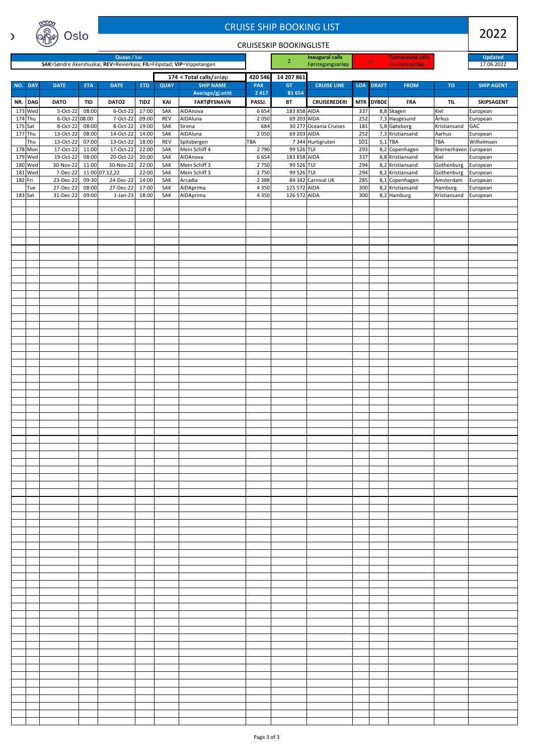Oslo

# CRUISE SHIP BOOKING LIST

## CRUISESKIP BOOKINGLISTE

# 2022

**Quays / kai**
**SAK**=Søndre Akershuskai; **REV**=Revierkaia; **FIL**=Filipstad; **VIP**=Vippetangen

2 — **Inaugural calls** Førstegangsanløp

11 — **Turnaround calls** Snuhavnsanløp

**Updated** 17.06.2022

| NO. | DAY | DATE | ETA | DATE | ETD | QUAY | 174 < Total calls/anløp SHIP NAME | 420 546 PAX | 14 207 861 GT | CRUISE LINE | LOA | DRAFT | FROM | TO | SHIP AGENT |
|---|---|---|---|---|---|---|---|---|---|---|---|---|---|---|---|
| | | | | | | | Average/gj.snitt | 2 417 | 81 654 | | | | | | |
| NR. | DAG | DATO | TID | DATO2 | TID2 | KAI | FARTØYSNAVN | PASSJ. | BT | CRUISEREDERI | MTR | DYBDE | FRA | TIL | SKIPSAGENT |
| 173 | Wed | 5-Oct-22 | 08:00 | 6-Oct-22 | 17:00 | SAK | AIDAnova | 6 654 | 183 858 | AIDA | 337 | 8,8 | Skagen | Kiel | European |
| 174 | Thu | 6-Oct-22 | 08.00 | 7-Oct-22 | 09:00 | REV | AIDAluna | 2 050 | 69 203 | AIDA | 252 | 7,3 | Haugesund | Århus | European |
| 175 | Sat | 8-Oct-22 | 08:00 | 8-Oct-22 | 19:00 | SAK | Sirena | 684 | 30 277 | Oceania Cruises | 181 | 5,8 | Gøteborg | Kristiansand | GAC |
| 177 | Thu | 13-Oct-22 | 08:00 | 14-Oct-22 | 14:00 | SAK | AIDAluna | 2 050 | 69 203 | AIDA | 252 | 7,3 | Kristiansand | Aarhus | European |
| | Thu | 13-Oct-22 | 07:00 | 13-Oct-22 | 18:00 | REV | Spitsbergen | TBA | 7 344 | Hurtigruten | 101 | 5,1 | TBA | TBA | Wilhelmsen |
| 178 | Mon | 17-Oct-22 | 11:00 | 17-Oct-22 | 22:00 | SAK | Mein Schiff 4 | 2 790 | 99 526 | TUI | 293 | 8,2 | Copenhagen | Bremerhaven | European |
| 179 | Wed | 19-Oct-22 | 08:00 | 20-Oct-22 | 20:00 | SAK | AIDAnova | 6 654 | 183 858 | AIDA | 337 | 8,8 | Kristiansand | Kiel | European |
| 180 | Wed | 30-Nov-22 | 11:00 | 30-Nov-22 | 22:00 | SAK | Mein Schiff 3 | 2 750 | 99 526 | TUI | 294 | 8,2 | Kristiansand | Gothenburg | European |
| 181 | Wed | 7-Dec-22 | 11:00 | 07.12,22 | 22:00 | SAK | Mein Schiff 3 | 2 750 | 99 526 | TUI | 294 | 8,2 | Kristiansand | Gothenburg | European |
| 182 | Fri | 23-Dec-22 | 09:30 | 24-Dec-22 | 14:00 | SAK | Arcadia | 2 388 | 84 342 | Carnival UK | 285 | 8,1 | Copenhagen | Amsterdam | European |
| | Tue | 27-Dec-22 | 08:00 | 27-Dec-22 | 17:00 | SAK | AIDAprima | 4 350 | 125 572 | AIDA | 300 | 8,2 | Kristiansand | Hamburg | European |
| 183 | Sat | 31-Dec-22 | 09:00 | 1-Jan-23 | 18:00 | SAK | AIDAprima | 4 350 | 126 572 | AIDA | 300 | 8,2 | Hamburg | Kristiansand | European |